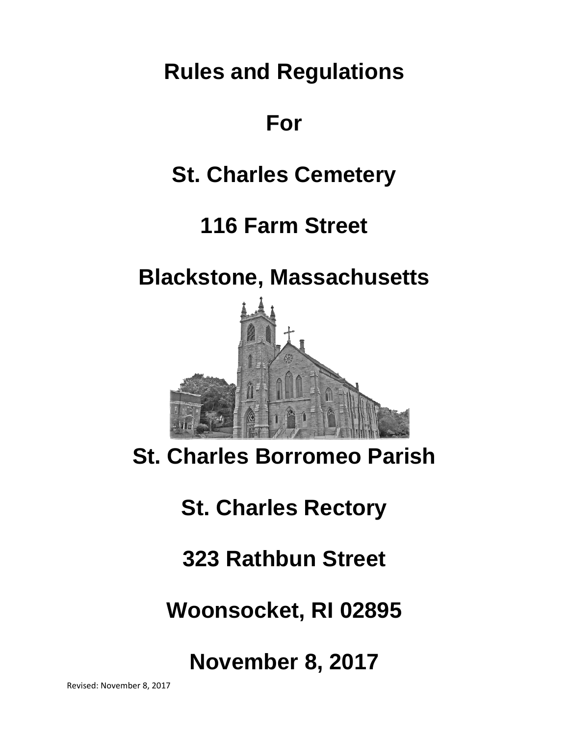# Rules and Regulations

# For

# St. Charles Cemetery

# 116 Farm Street

# Blackstone, Massachusetts

# St. Charles Borromeo Parish

# St. Charles Rectory

# 323 Rathbun Street

# Woonsocket, RI 02895

# November 8, 2017

Revised: November 8, 2017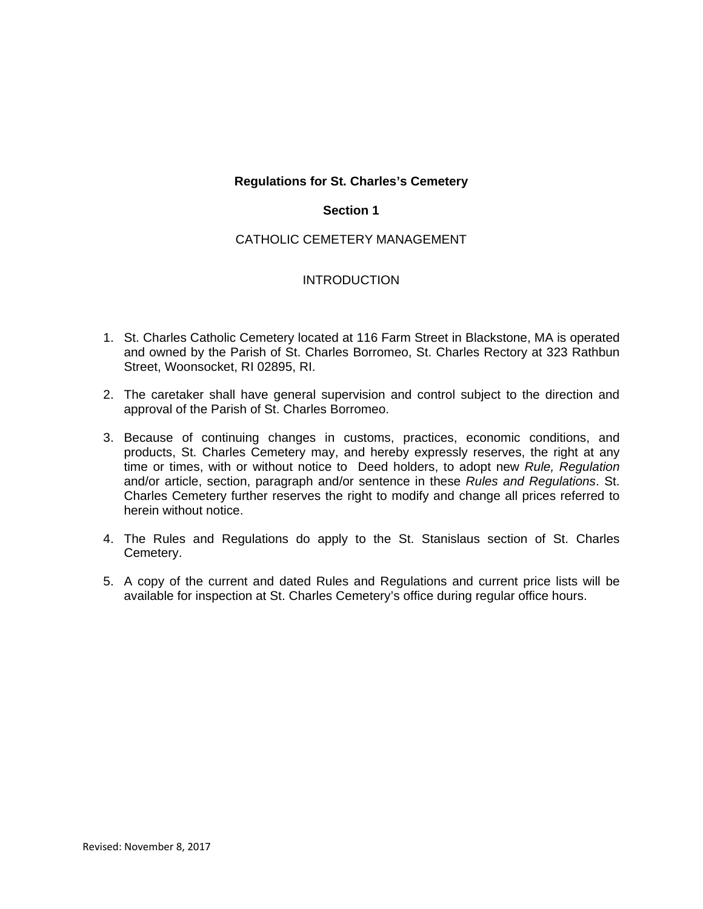**Regulations for St. Charles's Cemetery**

**Section 1**

CATHOLIC CEMETERY MANAGEMENT

INTRODUCTION

1. St. Charles Catholic Cemetery located at 116 Farm Street in Blackstone, MA is operated and owned by the Parish of St. Charles Borromeo, St. Charles Rectory at 323 Rathbun Street, Woonsocket, RI 02895, RI.

2. The caretaker shall have general supervision and control subject to the direction and approval of the Parish of St. Charles Borromeo.

3. Because of continuing changes in customs, practices, economic conditions, and products, St. Charles Cemetery may, and hereby expressly reserves, the right at any time or times, with or without notice to Deed holders, to adopt new *Rule, Regulation* and/or article, section, paragraph and/or sentence in these *Rules and Regulations*. St. Charles Cemetery further reserves the right to modify and change all prices referred to herein without notice.

4. The Rules and Regulations do apply to the St. Stanislaus section of St. Charles Cemetery.

5. A copy of the current and dated Rules and Regulations and current price lists will be available for inspection at St. Charles Cemetery's office during regular office hours.

Revised: November 8, 2017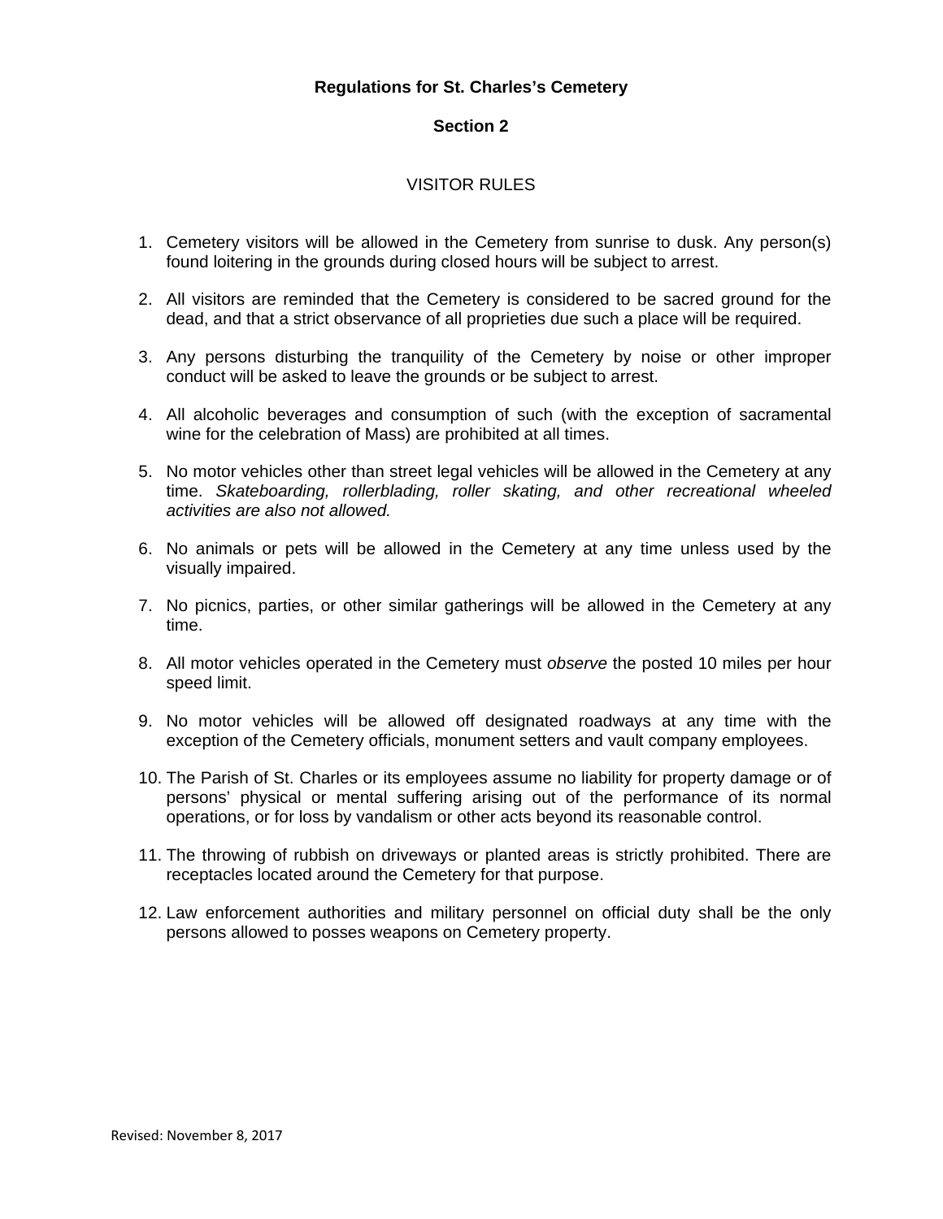**Regulations for St. Charles's Cemetery**

**Section 2**

VISITOR RULES

1. Cemetery visitors will be allowed in the Cemetery from sunrise to dusk. Any person(s) found loitering in the grounds during closed hours will be subject to arrest.

2. All visitors are reminded that the Cemetery is considered to be sacred ground for the dead, and that a strict observance of all proprieties due such a place will be required.

3. Any persons disturbing the tranquility of the Cemetery by noise or other improper conduct will be asked to leave the grounds or be subject to arrest.

4. All alcoholic beverages and consumption of such (with the exception of sacramental wine for the celebration of Mass) are prohibited at all times.

5. No motor vehicles other than street legal vehicles will be allowed in the Cemetery at any time. *Skateboarding, rollerblading, roller skating, and other recreational wheeled activities are also not allowed.*

6. No animals or pets will be allowed in the Cemetery at any time unless used by the visually impaired.

7. No picnics, parties, or other similar gatherings will be allowed in the Cemetery at any time.

8. All motor vehicles operated in the Cemetery must *observe* the posted 10 miles per hour speed limit.

9. No motor vehicles will be allowed off designated roadways at any time with the exception of the Cemetery officials, monument setters and vault company employees.

10. The Parish of St. Charles or its employees assume no liability for property damage or of persons' physical or mental suffering arising out of the performance of its normal operations, or for loss by vandalism or other acts beyond its reasonable control.

11. The throwing of rubbish on driveways or planted areas is strictly prohibited. There are receptacles located around the Cemetery for that purpose.

12. Law enforcement authorities and military personnel on official duty shall be the only persons allowed to posses weapons on Cemetery property.

Revised: November 8, 2017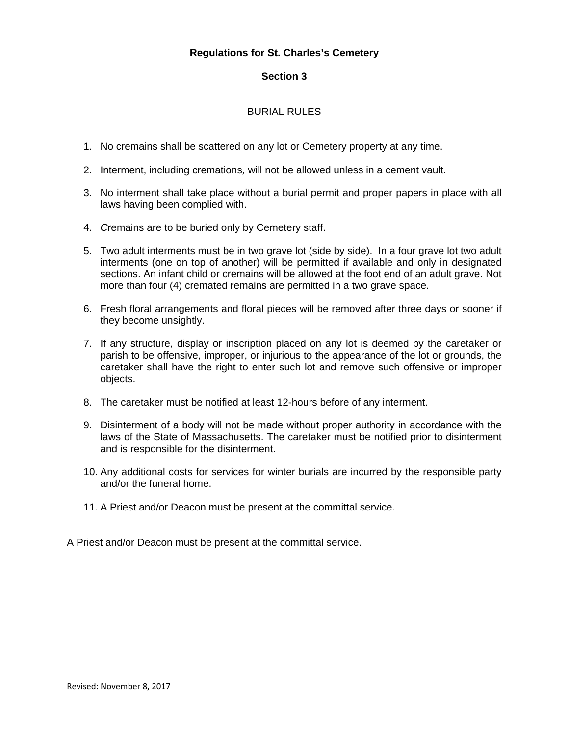**Regulations for St. Charles's Cemetery**

**Section 3**

BURIAL RULES

1. No cremains shall be scattered on any lot or Cemetery property at any time.

2. Interment, including cremations*,* will not be allowed unless in a cement vault.

3. No interment shall take place without a burial permit and proper papers in place with all laws having been complied with.

4. *C*remains are to be buried only by Cemetery staff.

5. Two adult interments must be in two grave lot (side by side). In a four grave lot two adult interments (one on top of another) will be permitted if available and only in designated sections. An infant child or cremains will be allowed at the foot end of an adult grave. Not more than four (4) cremated remains are permitted in a two grave space.

6. Fresh floral arrangements and floral pieces will be removed after three days or sooner if they become unsightly.

7. If any structure, display or inscription placed on any lot is deemed by the caretaker or parish to be offensive, improper, or injurious to the appearance of the lot or grounds, the caretaker shall have the right to enter such lot and remove such offensive or improper objects.

8. The caretaker must be notified at least 12-hours before of any interment.

9. Disinterment of a body will not be made without proper authority in accordance with the laws of the State of Massachusetts. The caretaker must be notified prior to disinterment and is responsible for the disinterment.

10. Any additional costs for services for winter burials are incurred by the responsible party and/or the funeral home.

11. A Priest and/or Deacon must be present at the committal service.

A Priest and/or Deacon must be present at the committal service.

Revised: November 8, 2017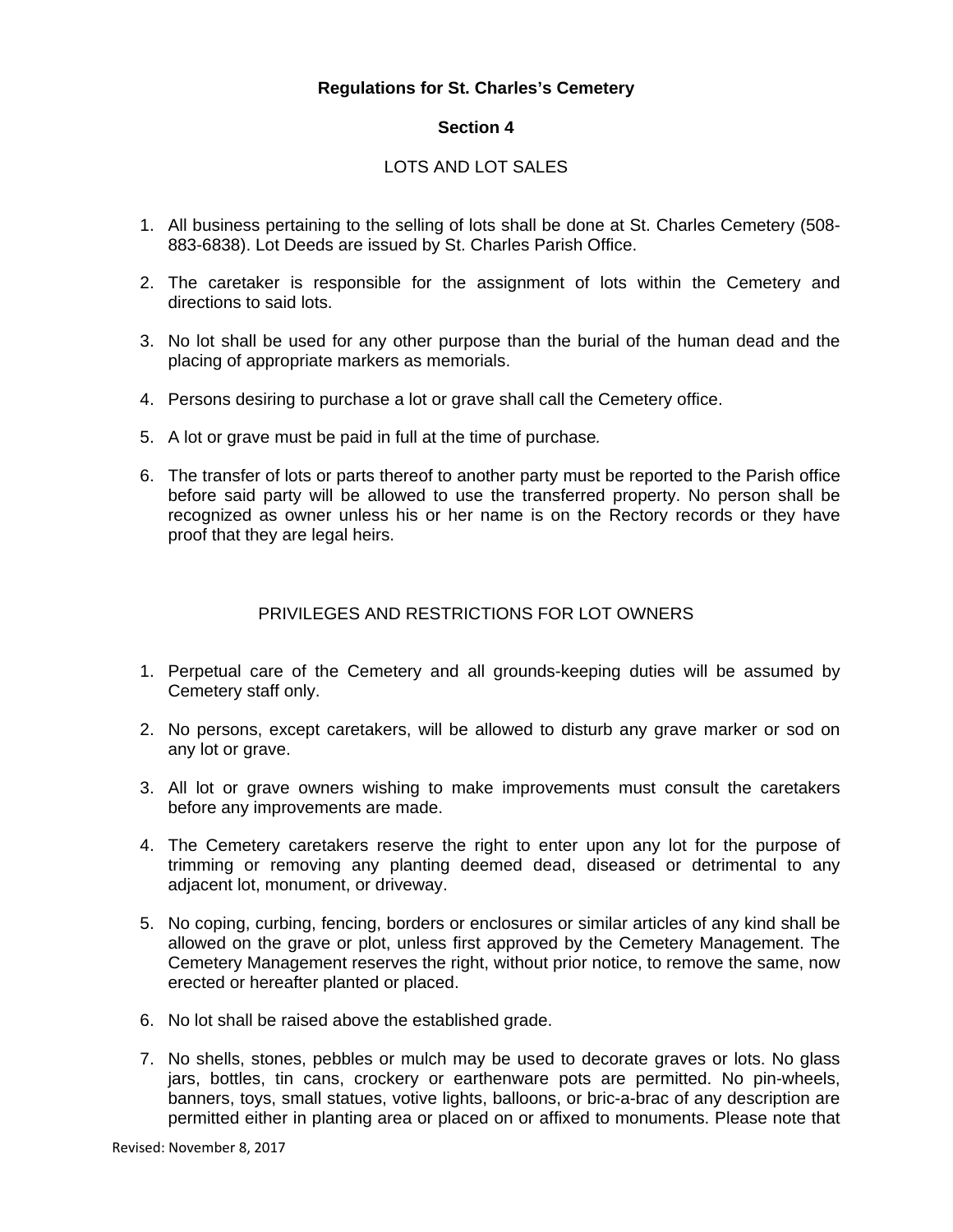**Regulations for St. Charles's Cemetery**

**Section 4**

LOTS AND LOT SALES

1. All business pertaining to the selling of lots shall be done at St. Charles Cemetery (508-883-6838). Lot Deeds are issued by St. Charles Parish Office.
2. The caretaker is responsible for the assignment of lots within the Cemetery and directions to said lots.
3. No lot shall be used for any other purpose than the burial of the human dead and the placing of appropriate markers as memorials.
4. Persons desiring to purchase a lot or grave shall call the Cemetery office.
5. A lot or grave must be paid in full at the time of purchase*.*
6. The transfer of lots or parts thereof to another party must be reported to the Parish office before said party will be allowed to use the transferred property. No person shall be recognized as owner unless his or her name is on the Rectory records or they have proof that they are legal heirs.

PRIVILEGES AND RESTRICTIONS FOR LOT OWNERS

1. Perpetual care of the Cemetery and all grounds-keeping duties will be assumed by Cemetery staff only.
2. No persons, except caretakers, will be allowed to disturb any grave marker or sod on any lot or grave.
3. All lot or grave owners wishing to make improvements must consult the caretakers before any improvements are made.
4. The Cemetery caretakers reserve the right to enter upon any lot for the purpose of trimming or removing any planting deemed dead, diseased or detrimental to any adjacent lot, monument, or driveway.
5. No coping, curbing, fencing, borders or enclosures or similar articles of any kind shall be allowed on the grave or plot, unless first approved by the Cemetery Management. The Cemetery Management reserves the right, without prior notice, to remove the same, now erected or hereafter planted or placed.
6. No lot shall be raised above the established grade.
7. No shells, stones, pebbles or mulch may be used to decorate graves or lots. No glass jars, bottles, tin cans, crockery or earthenware pots are permitted. No pin-wheels, banners, toys, small statues, votive lights, balloons, or bric-a-brac of any description are permitted either in planting area or placed on or affixed to monuments. Please note that

Revised: November 8, 2017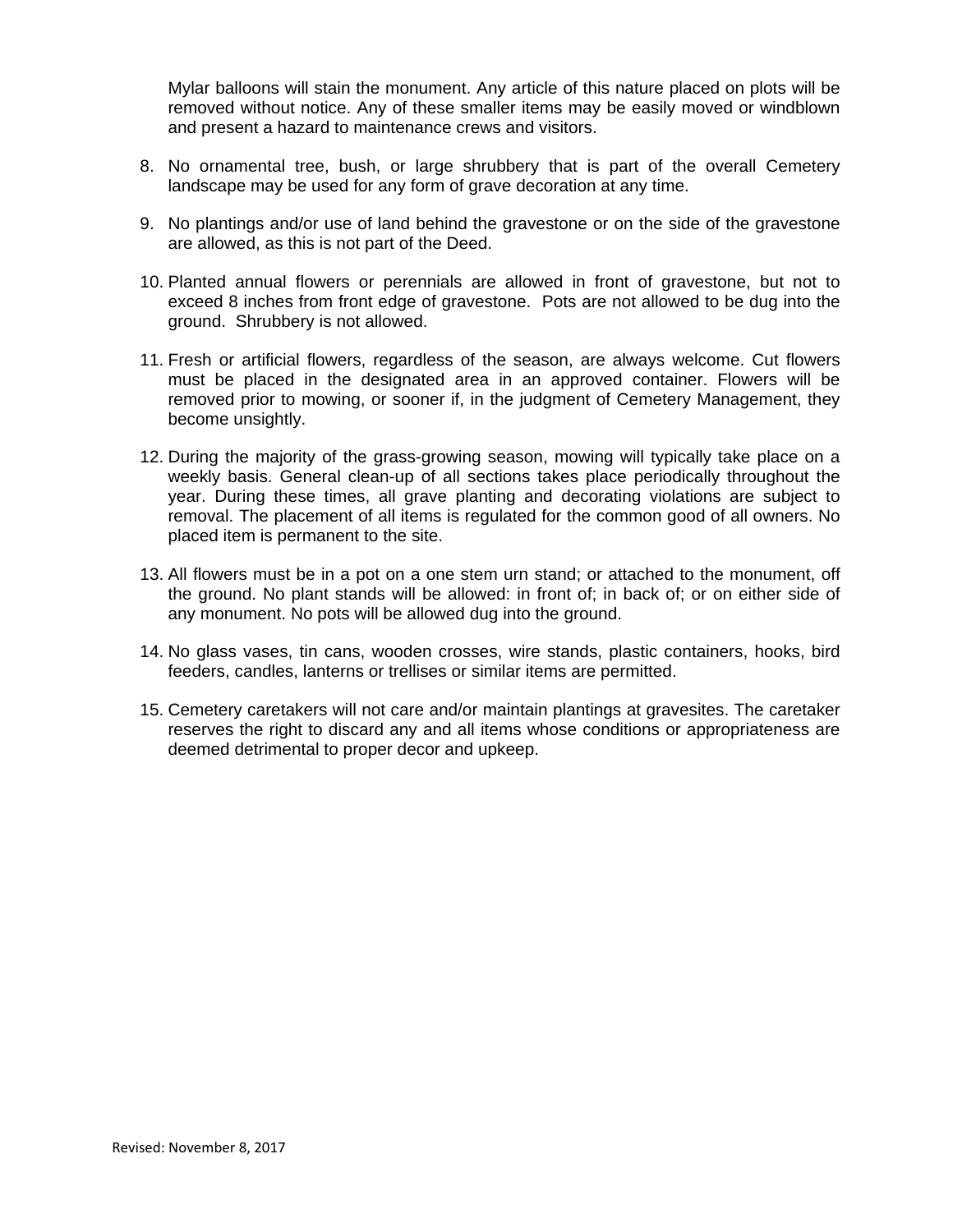Mylar balloons will stain the monument. Any article of this nature placed on plots will be removed without notice. Any of these smaller items may be easily moved or windblown and present a hazard to maintenance crews and visitors.

8. No ornamental tree, bush, or large shrubbery that is part of the overall Cemetery landscape may be used for any form of grave decoration at any time.

9. No plantings and/or use of land behind the gravestone or on the side of the gravestone are allowed, as this is not part of the Deed.

10. Planted annual flowers or perennials are allowed in front of gravestone, but not to exceed 8 inches from front edge of gravestone. Pots are not allowed to be dug into the ground. Shrubbery is not allowed.

11. Fresh or artificial flowers, regardless of the season, are always welcome. Cut flowers must be placed in the designated area in an approved container. Flowers will be removed prior to mowing, or sooner if, in the judgment of Cemetery Management, they become unsightly.

12. During the majority of the grass-growing season, mowing will typically take place on a weekly basis. General clean-up of all sections takes place periodically throughout the year. During these times, all grave planting and decorating violations are subject to removal. The placement of all items is regulated for the common good of all owners. No placed item is permanent to the site.

13. All flowers must be in a pot on a one stem urn stand; or attached to the monument, off the ground. No plant stands will be allowed: in front of; in back of; or on either side of any monument. No pots will be allowed dug into the ground.

14. No glass vases, tin cans, wooden crosses, wire stands, plastic containers, hooks, bird feeders, candles, lanterns or trellises or similar items are permitted.

15. Cemetery caretakers will not care and/or maintain plantings at gravesites. The caretaker reserves the right to discard any and all items whose conditions or appropriateness are deemed detrimental to proper decor and upkeep.

Revised: November 8, 2017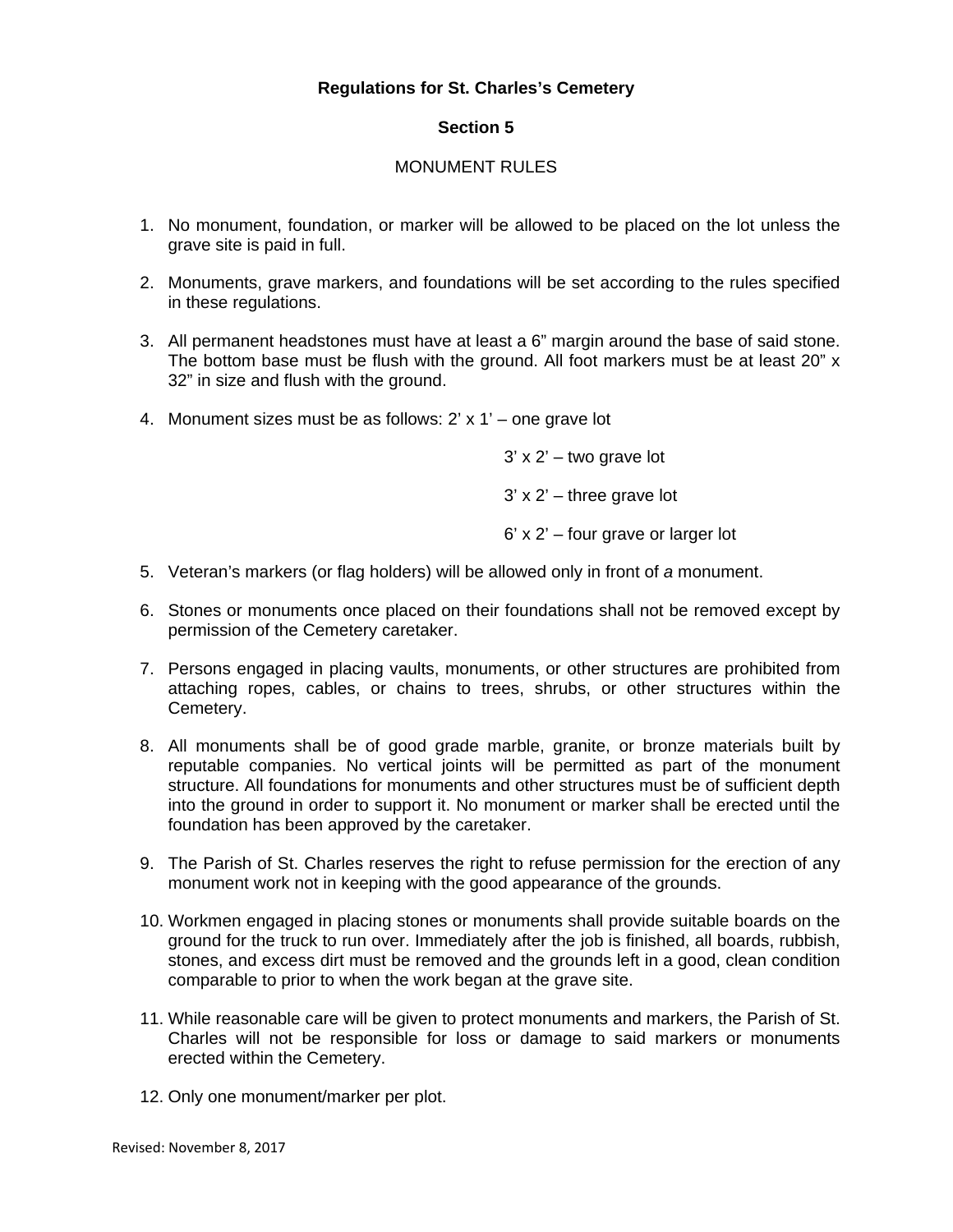**Regulations for St. Charles's Cemetery**

**Section 5**

MONUMENT RULES

1. No monument, foundation, or marker will be allowed to be placed on the lot unless the grave site is paid in full.

2. Monuments, grave markers, and foundations will be set according to the rules specified in these regulations.

3. All permanent headstones must have at least a 6" margin around the base of said stone. The bottom base must be flush with the ground. All foot markers must be at least 20" x 32" in size and flush with the ground.

4. Monument sizes must be as follows: 2' x 1' – one grave lot

   3' x 2' – two grave lot

   3' x 2' – three grave lot

   6' x 2' – four grave or larger lot

5. Veteran's markers (or flag holders) will be allowed only in front of *a* monument.

6. Stones or monuments once placed on their foundations shall not be removed except by permission of the Cemetery caretaker.

7. Persons engaged in placing vaults, monuments, or other structures are prohibited from attaching ropes, cables, or chains to trees, shrubs, or other structures within the Cemetery.

8. All monuments shall be of good grade marble, granite, or bronze materials built by reputable companies. No vertical joints will be permitted as part of the monument structure. All foundations for monuments and other structures must be of sufficient depth into the ground in order to support it. No monument or marker shall be erected until the foundation has been approved by the caretaker.

9. The Parish of St. Charles reserves the right to refuse permission for the erection of any monument work not in keeping with the good appearance of the grounds.

10. Workmen engaged in placing stones or monuments shall provide suitable boards on the ground for the truck to run over. Immediately after the job is finished, all boards, rubbish, stones, and excess dirt must be removed and the grounds left in a good, clean condition comparable to prior to when the work began at the grave site.

11. While reasonable care will be given to protect monuments and markers, the Parish of St. Charles will not be responsible for loss or damage to said markers or monuments erected within the Cemetery.

12. Only one monument/marker per plot.

Revised: November 8, 2017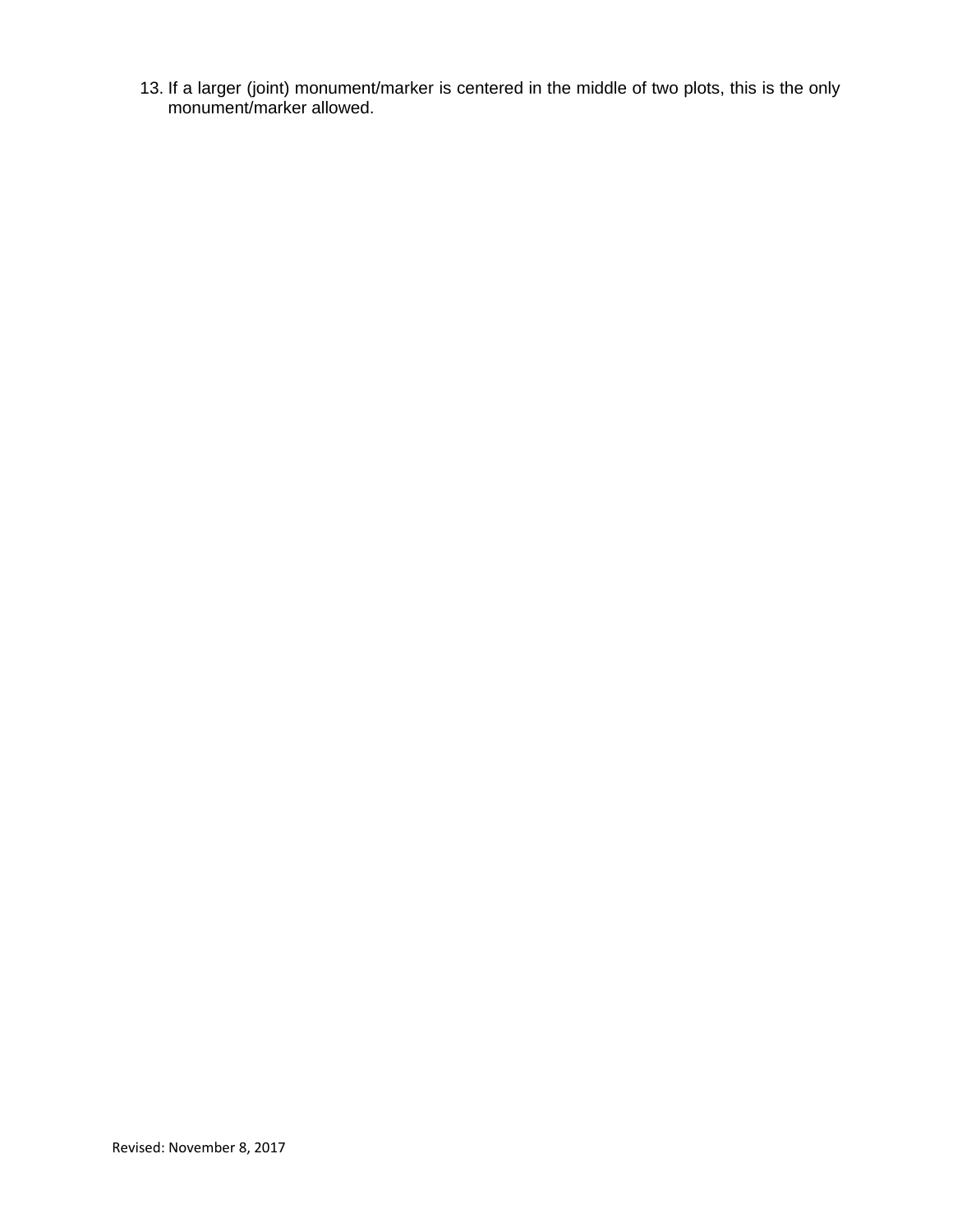13. If a larger (joint) monument/marker is centered in the middle of two plots, this is the only monument/marker allowed.